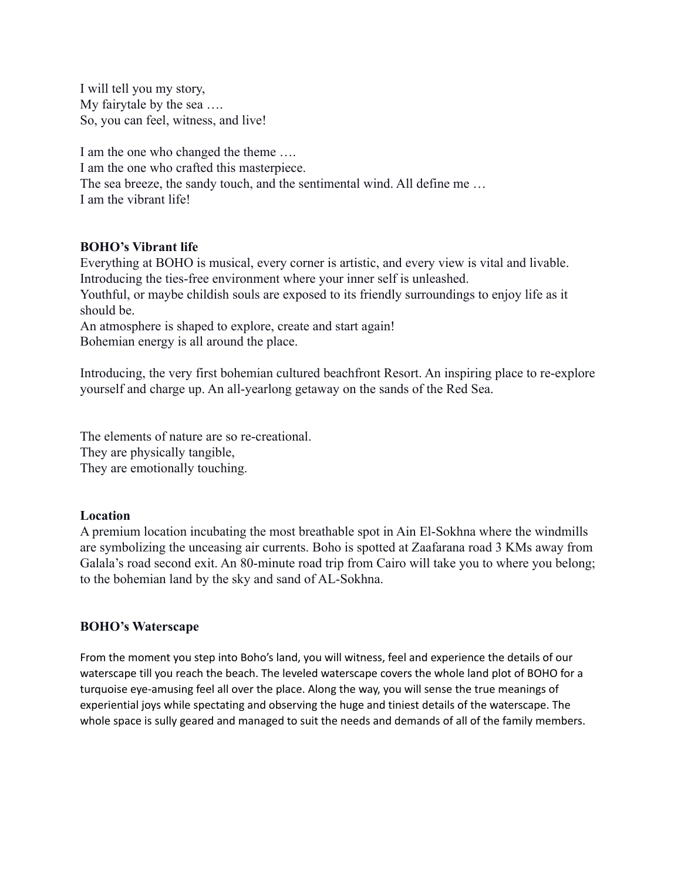I will tell you my story,  
My fairytale by the sea ….  
So, you can feel, witness, and live!

I am the one who changed the theme ….  
I am the one who crafted this masterpiece.  
The sea breeze, the sandy touch, and the sentimental wind. All define me …  
I am the vibrant life!

**BOHO's Vibrant life**

Everything at BOHO is musical, every corner is artistic, and every view is vital and livable.  
Introducing the ties-free environment where your inner self is unleashed.  
Youthful, or maybe childish souls are exposed to its friendly surroundings to enjoy life as it should be.  
An atmosphere is shaped to explore, create and start again!  
Bohemian energy is all around the place.

Introducing, the very first bohemian cultured beachfront Resort. An inspiring place to re-explore yourself and charge up. An all-yearlong getaway on the sands of the Red Sea.

The elements of nature are so re-creational.  
They are physically tangible,  
They are emotionally touching.

**Location**

A premium location incubating the most breathable spot in Ain El-Sokhna where the windmills are symbolizing the unceasing air currents. Boho is spotted at Zaafarana road 3 KMs away from Galala's road second exit. An 80-minute road trip from Cairo will take you to where you belong; to the bohemian land by the sky and sand of AL-Sokhna.

**BOHO's Waterscape**

From the moment you step into Boho's land, you will witness, feel and experience the details of our waterscape till you reach the beach. The leveled waterscape covers the whole land plot of BOHO for a turquoise eye-amusing feel all over the place. Along the way, you will sense the true meanings of experiential joys while spectating and observing the huge and tiniest details of the waterscape. The whole space is sully geared and managed to suit the needs and demands of all of the family members.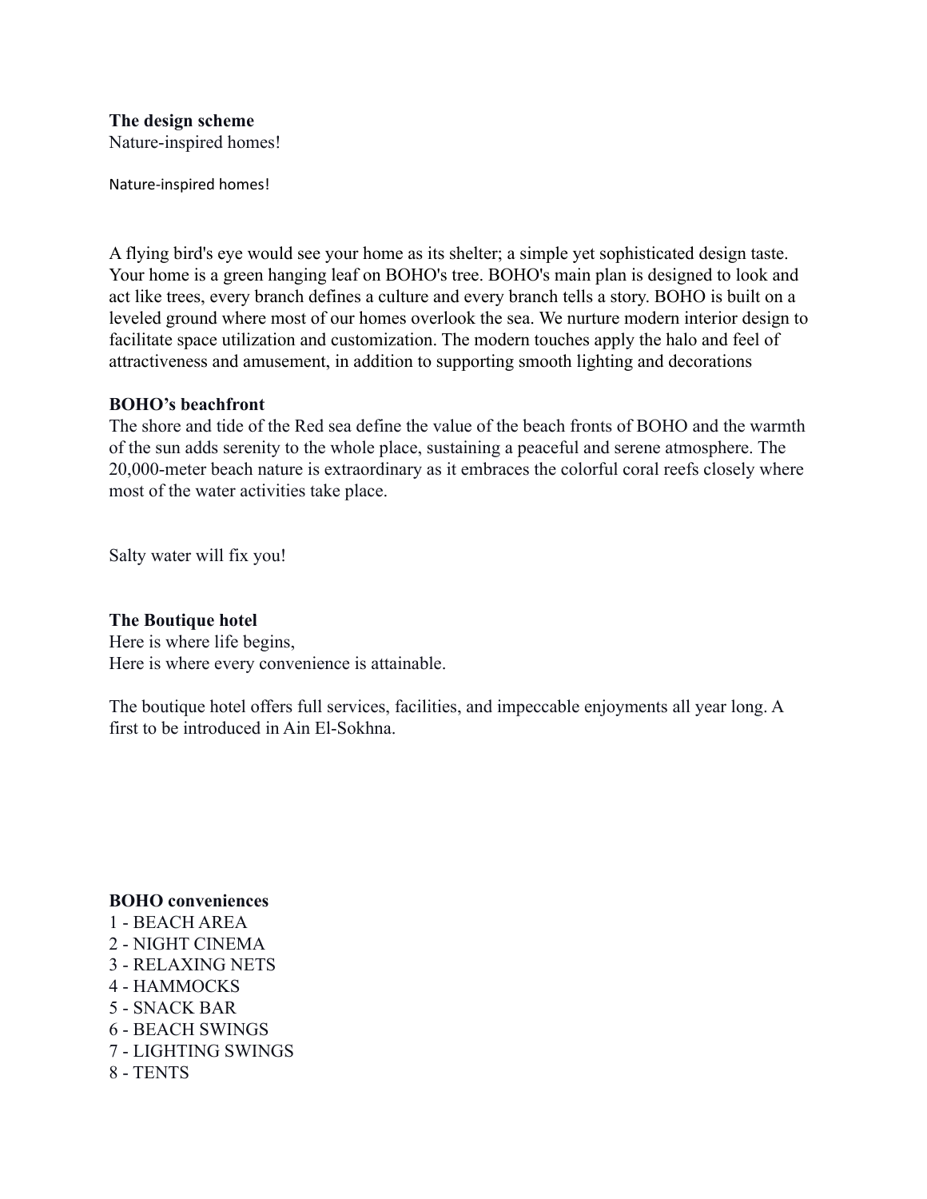**The design scheme**

Nature-inspired homes!

Nature-inspired homes!

A flying bird's eye would see your home as its shelter; a simple yet sophisticated design taste. Your home is a green hanging leaf on BOHO's tree. BOHO's main plan is designed to look and act like trees, every branch defines a culture and every branch tells a story. BOHO is built on a leveled ground where most of our homes overlook the sea. We nurture modern interior design to facilitate space utilization and customization. The modern touches apply the halo and feel of attractiveness and amusement, in addition to supporting smooth lighting and decorations

**BOHO's beachfront**

The shore and tide of the Red sea define the value of the beach fronts of BOHO and the warmth of the sun adds serenity to the whole place, sustaining a peaceful and serene atmosphere. The 20,000-meter beach nature is extraordinary as it embraces the colorful coral reefs closely where most of the water activities take place.

Salty water will fix you!

**The Boutique hotel**

Here is where life begins,
Here is where every convenience is attainable.

The boutique hotel offers full services, facilities, and impeccable enjoyments all year long. A first to be introduced in Ain El-Sokhna.

**BOHO conveniences**

1 - BEACH AREA
2 - NIGHT CINEMA
3 - RELAXING NETS
4 - HAMMOCKS
5 - SNACK BAR
6 - BEACH SWINGS
7 - LIGHTING SWINGS
8 - TENTS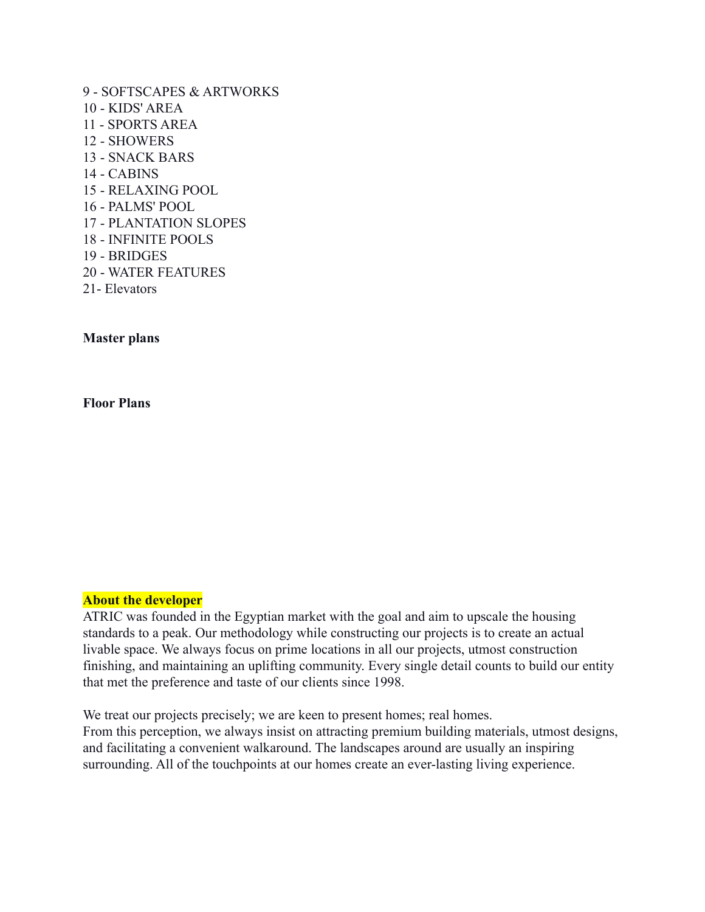9 - SOFTSCAPES & ARTWORKS
10 - KIDS' AREA
11 - SPORTS AREA
12 - SHOWERS
13 - SNACK BARS
14 - CABINS
15 - RELAXING POOL
16 - PALMS' POOL
17 - PLANTATION SLOPES
18 - INFINITE POOLS
19 - BRIDGES
20 - WATER FEATURES
21- Elevators

**Master plans**

**Floor Plans**

**About the developer**

ATRIC was founded in the Egyptian market with the goal and aim to upscale the housing standards to a peak. Our methodology while constructing our projects is to create an actual livable space. We always focus on prime locations in all our projects, utmost construction finishing, and maintaining an uplifting community. Every single detail counts to build our entity that met the preference and taste of our clients since 1998.

We treat our projects precisely; we are keen to present homes; real homes.
From this perception, we always insist on attracting premium building materials, utmost designs, and facilitating a convenient walkaround. The landscapes around are usually an inspiring surrounding. All of the touchpoints at our homes create an ever-lasting living experience.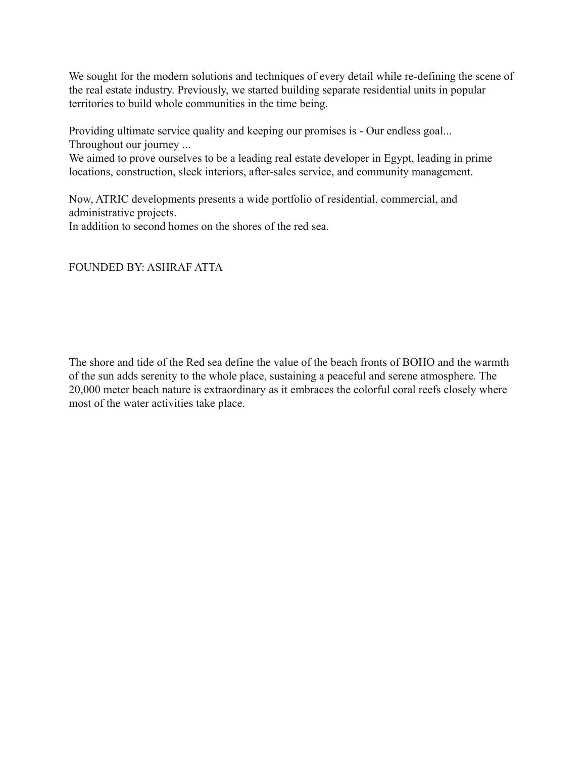We sought for the modern solutions and techniques of every detail while re-defining the scene of the real estate industry. Previously, we started building separate residential units in popular territories to build whole communities in the time being.

Providing ultimate service quality and keeping our promises is - Our endless goal...
Throughout our journey ...
We aimed to prove ourselves to be a leading real estate developer in Egypt, leading in prime locations, construction, sleek interiors, after-sales service, and community management.

Now, ATRIC developments presents a wide portfolio of residential, commercial, and administrative projects.
In addition to second homes on the shores of the red sea.

FOUNDED BY: ASHRAF ATTA

The shore and tide of the Red sea define the value of the beach fronts of BOHO and the warmth of the sun adds serenity to the whole place, sustaining a peaceful and serene atmosphere. The 20,000 meter beach nature is extraordinary as it embraces the colorful coral reefs closely where most of the water activities take place.